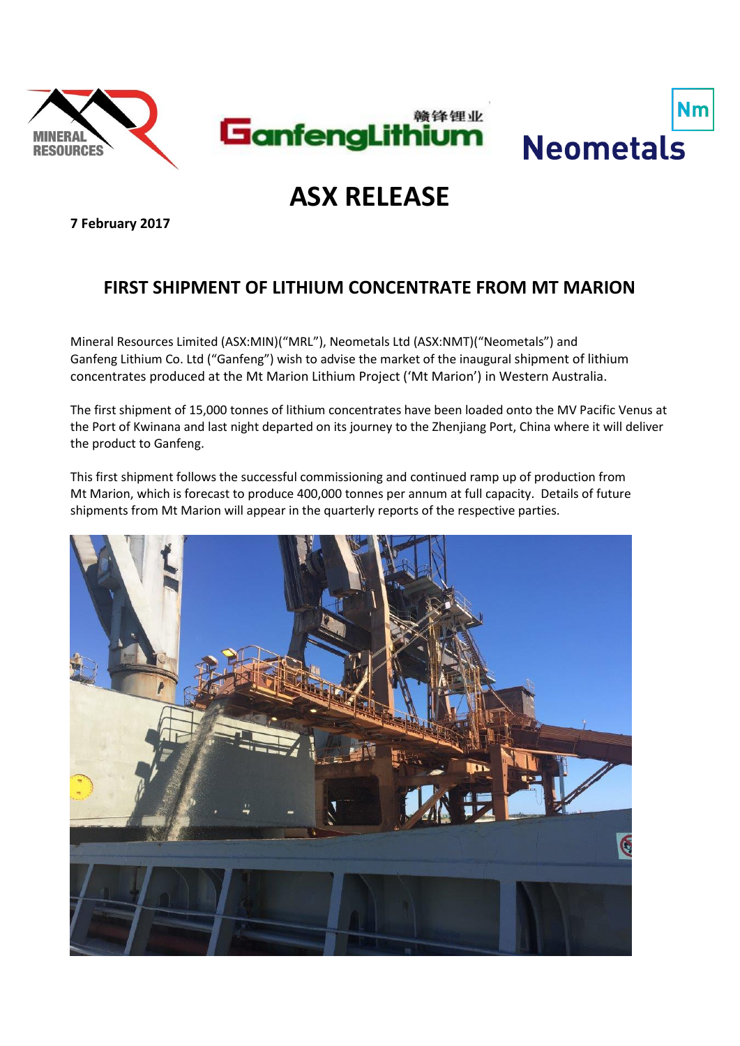# ASX RELEASE

**7 February 2017**

## FIRST SHIPMENT OF LITHIUM CONCENTRATE FROM MT MARION

Mineral Resources Limited (ASX:MIN)("MRL"), Neometals Ltd (ASX:NMT)("Neometals") and Ganfeng Lithium Co. Ltd ("Ganfeng") wish to advise the market of the inaugural shipment of lithium concentrates produced at the Mt Marion Lithium Project ('Mt Marion') in Western Australia.

The first shipment of 15,000 tonnes of lithium concentrates have been loaded onto the MV Pacific Venus at the Port of Kwinana and last night departed on its journey to the Zhenjiang Port, China where it will deliver the product to Ganfeng.

This first shipment follows the successful commissioning and continued ramp up of production from Mt Marion, which is forecast to produce 400,000 tonnes per annum at full capacity. Details of future shipments from Mt Marion will appear in the quarterly reports of the respective parties.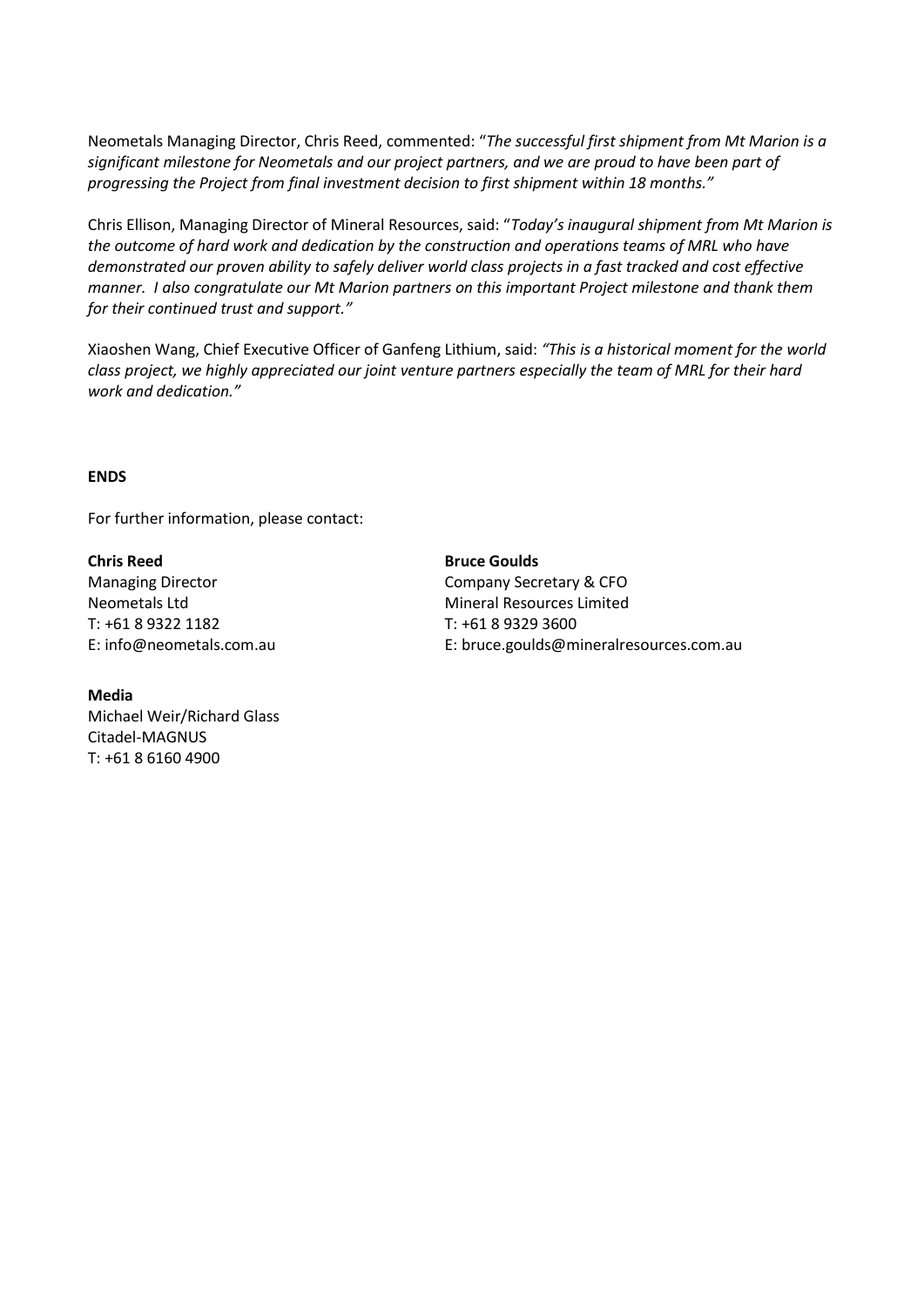Neometals Managing Director, Chris Reed, commented: "*The successful first shipment from Mt Marion is a significant milestone for Neometals and our project partners, and we are proud to have been part of progressing the Project from final investment decision to first shipment within 18 months."*

Chris Ellison, Managing Director of Mineral Resources, said: "*Today's inaugural shipment from Mt Marion is the outcome of hard work and dedication by the construction and operations teams of MRL who have demonstrated our proven ability to safely deliver world class projects in a fast tracked and cost effective manner. I also congratulate our Mt Marion partners on this important Project milestone and thank them for their continued trust and support."*

Xiaoshen Wang, Chief Executive Officer of Ganfeng Lithium, said: *"This is a historical moment for the world class project, we highly appreciated our joint venture partners especially the team of MRL for their hard work and dedication."*

**ENDS**

For further information, please contact:

**Chris Reed**
Managing Director
Neometals Ltd
T: +61 8 9322 1182
E: info@neometals.com.au

**Bruce Goulds**
Company Secretary & CFO
Mineral Resources Limited
T: +61 8 9329 3600
E: bruce.goulds@mineralresources.com.au

**Media**
Michael Weir/Richard Glass
Citadel-MAGNUS
T: +61 8 6160 4900